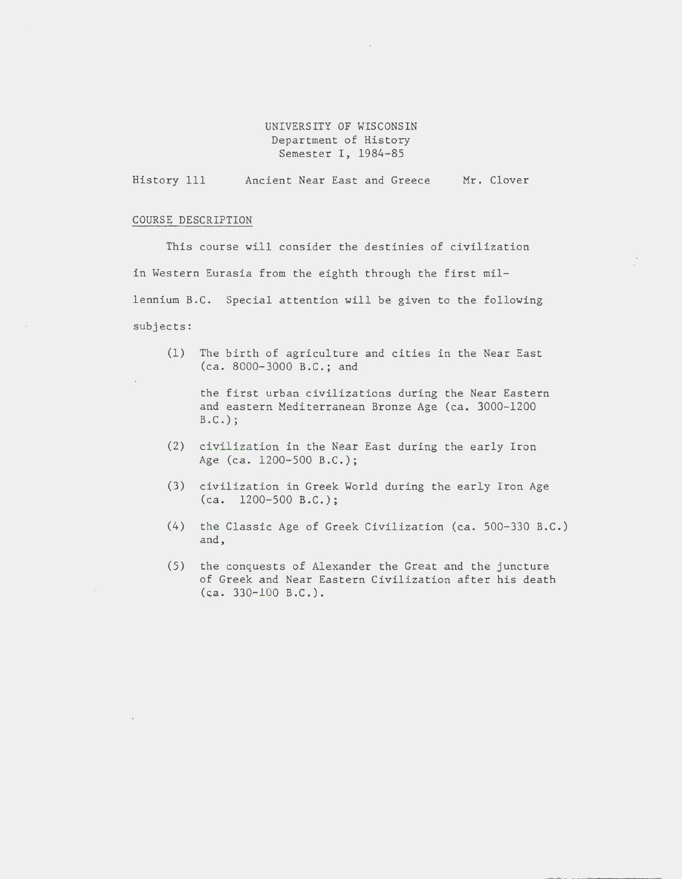UNIVERSITY OF WISCONSIN
Department of History
Semester I, 1984-85

History 111 Ancient Near East and Greece Mr. Clover

## COURSE DESCRIPTION

This course will consider the destinies of civilization in Western Eurasia from the eighth through the first millennium B.C. Special attention will be given to the following subjects:

(1) The birth of agriculture and cities in the Near East (ca. 8000-3000 B.C.; and

the first urban civilizations during the Near Eastern and eastern Mediterranean Bronze Age (ca. 3000-1200 B.C.);

(2) civilization in the Near East during the early Iron Age (ca. 1200-500 B.C.);

(3) civilization in Greek World during the early Iron Age (ca. 1200-500 B.C.);

(4) the Classic Age of Greek Civilization (ca. 500-330 B.C.) and,

(5) the conquests of Alexander the Great and the juncture of Greek and Near Eastern Civilization after his death (ca. 330-100 B.C.).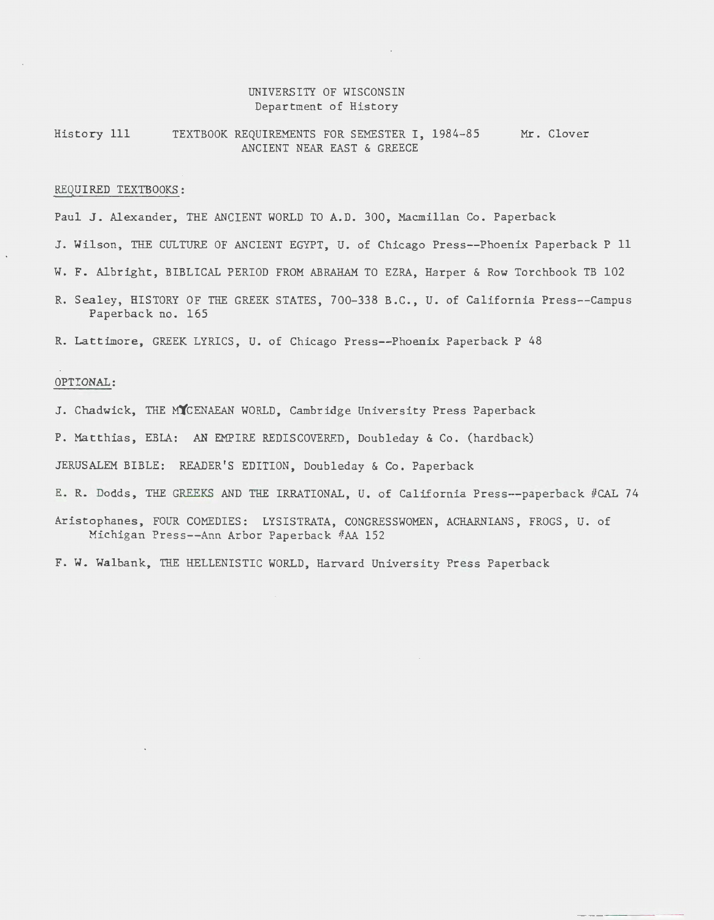UNIVERSITY OF WISCONSIN
Department of History

History 111 TEXTBOOK REQUIREMENTS FOR SEMESTER I, 1984-85 Mr. Clover
ANCIENT NEAR EAST & GREECE

REQUIRED TEXTBOOKS:

Paul J. Alexander, THE ANCIENT WORLD TO A.D. 300, Macmillan Co. Paperback

J. Wilson, THE CULTURE OF ANCIENT EGYPT, U. of Chicago Press--Phoenix Paperback P 11

W. F. Albright, BIBLICAL PERIOD FROM ABRAHAM TO EZRA, Harper & Row Torchbook TB 102

R. Sealey, HISTORY OF THE GREEK STATES, 700-338 B.C., U. of California Press--Campus Paperback no. 165

R. Lattimore, GREEK LYRICS, U. of Chicago Press--Phoenix Paperback P 48

OPTIONAL:

J. Chadwick, THE MYCENAEAN WORLD, Cambridge University Press Paperback

P. Matthias, EBLA: AN EMPIRE REDISCOVERED, Doubleday & Co. (hardback)

JERUSALEM BIBLE: READER'S EDITION, Doubleday & Co. Paperback

E. R. Dodds, THE GREEKS AND THE IRRATIONAL, U. of California Press--paperback #CAL 74

Aristophanes, FOUR COMEDIES: LYSISTRATA, CONGRESSWOMEN, ACHARNIANS, FROGS, U. of Michigan Press--Ann Arbor Paperback #AA 152

F. W. Walbank, THE HELLENISTIC WORLD, Harvard University Press Paperback